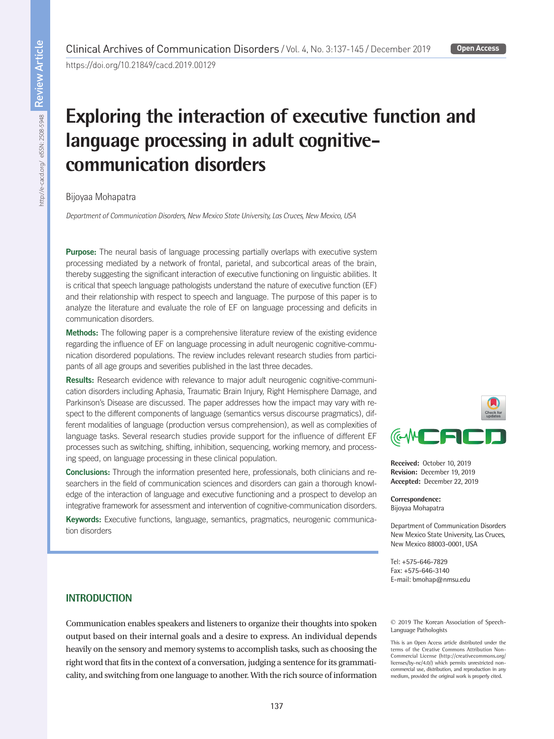# Exploring the interaction of executive function and language processing in adult cognitive-communication disorders

Bijoyaa Mohapatra

*Department of Communication Disorders, New Mexico State University, Las Cruces, New Mexico, USA*

**Purpose:** The neural basis of language processing partially overlaps with executive system processing mediated by a network of frontal, parietal, and subcortical areas of the brain, thereby suggesting the significant interaction of executive functioning on linguistic abilities. It is critical that speech language pathologists understand the nature of executive function (EF) and their relationship with respect to speech and language. The purpose of this paper is to analyze the literature and evaluate the role of EF on language processing and deficits in communication disorders.

**Methods:** The following paper is a comprehensive literature review of the existing evidence regarding the influence of EF on language processing in adult neurogenic cognitive-communication disordered populations. The review includes relevant research studies from participants of all age groups and severities published in the last three decades.

**Results:** Research evidence with relevance to major adult neurogenic cognitive-communication disorders including Aphasia, Traumatic Brain Injury, Right Hemisphere Damage, and Parkinson's Disease are discussed. The paper addresses how the impact may vary with respect to the different components of language (semantics versus discourse pragmatics), different modalities of language (production versus comprehension), as well as complexities of language tasks. Several research studies provide support for the influence of different EF processes such as switching, shifting, inhibition, sequencing, working memory, and processing speed, on language processing in these clinical population.

**Conclusions:** Through the information presented here, professionals, both clinicians and researchers in the field of communication sciences and disorders can gain a thorough knowledge of the interaction of language and executive functioning and a prospect to develop an integrative framework for assessment and intervention of cognitive-communication disorders.

**Keywords:** Executive functions, language, semantics, pragmatics, neurogenic communication disorders

**Received:** October 10, 2019
**Revision:** December 19, 2019
**Accepted:** December 22, 2019

**Correspondence:**
Bijoyaa Mohapatra

Department of Communication Disorders
New Mexico State University, Las Cruces, New Mexico 88003-0001, USA

Tel: +575-646-7829
Fax: +575-646-3140
E-mail: bmohap@nmsu.edu

© 2019 The Korean Association of Speech-Language Pathologists

This is an Open Access article distributed under the terms of the Creative Commons Attribution Non-Commercial License (http://creativecommons.org/licenses/by-nc/4.0/) which permits unrestricted non-commercial use, distribution, and reproduction in any medium, provided the original work is properly cited.

## INTRODUCTION

Communication enables speakers and listeners to organize their thoughts into spoken output based on their internal goals and a desire to express. An individual depends heavily on the sensory and memory systems to accomplish tasks, such as choosing the right word that fits in the context of a conversation, judging a sentence for its grammaticality, and switching from one language to another. With the rich source of information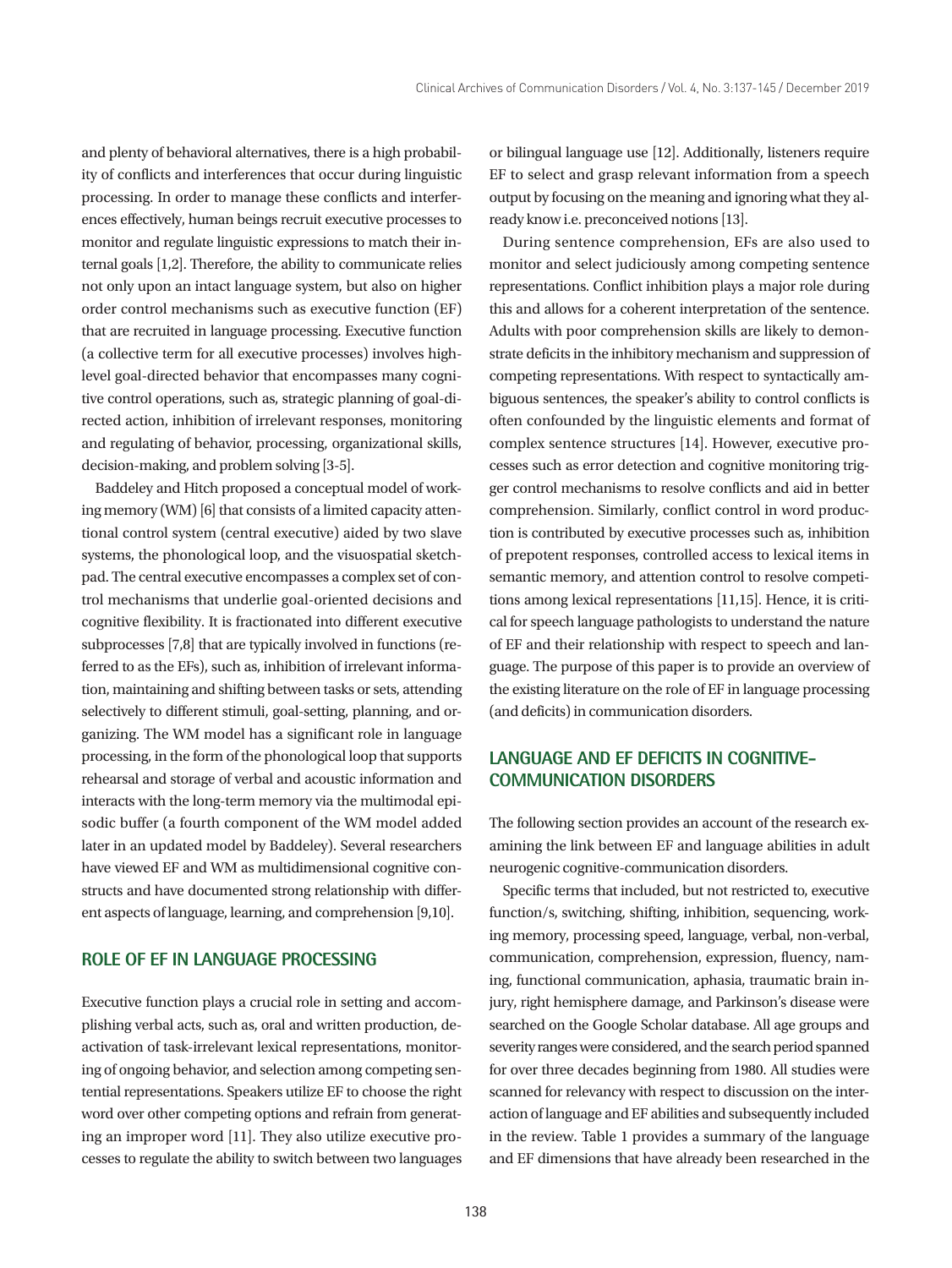and plenty of behavioral alternatives, there is a high probability of conflicts and interferences that occur during linguistic processing. In order to manage these conflicts and interferences effectively, human beings recruit executive processes to monitor and regulate linguistic expressions to match their internal goals [1,2]. Therefore, the ability to communicate relies not only upon an intact language system, but also on higher order control mechanisms such as executive function (EF) that are recruited in language processing. Executive function (a collective term for all executive processes) involves high-level goal-directed behavior that encompasses many cognitive control operations, such as, strategic planning of goal-directed action, inhibition of irrelevant responses, monitoring and regulating of behavior, processing, organizational skills, decision-making, and problem solving [3-5].

Baddeley and Hitch proposed a conceptual model of working memory (WM) [6] that consists of a limited capacity attentional control system (central executive) aided by two slave systems, the phonological loop, and the visuospatial sketchpad. The central executive encompasses a complex set of control mechanisms that underlie goal-oriented decisions and cognitive flexibility. It is fractionated into different executive subprocesses [7,8] that are typically involved in functions (referred to as the EFs), such as, inhibition of irrelevant information, maintaining and shifting between tasks or sets, attending selectively to different stimuli, goal-setting, planning, and organizing. The WM model has a significant role in language processing, in the form of the phonological loop that supports rehearsal and storage of verbal and acoustic information and interacts with the long-term memory via the multimodal episodic buffer (a fourth component of the WM model added later in an updated model by Baddeley). Several researchers have viewed EF and WM as multidimensional cognitive constructs and have documented strong relationship with different aspects of language, learning, and comprehension [9,10].

## ROLE OF EF IN LANGUAGE PROCESSING

Executive function plays a crucial role in setting and accomplishing verbal acts, such as, oral and written production, deactivation of task-irrelevant lexical representations, monitoring of ongoing behavior, and selection among competing sentential representations. Speakers utilize EF to choose the right word over other competing options and refrain from generating an improper word [11]. They also utilize executive processes to regulate the ability to switch between two languages or bilingual language use [12]. Additionally, listeners require EF to select and grasp relevant information from a speech output by focusing on the meaning and ignoring what they already know i.e. preconceived notions [13].

During sentence comprehension, EFs are also used to monitor and select judiciously among competing sentence representations. Conflict inhibition plays a major role during this and allows for a coherent interpretation of the sentence. Adults with poor comprehension skills are likely to demonstrate deficits in the inhibitory mechanism and suppression of competing representations. With respect to syntactically ambiguous sentences, the speaker's ability to control conflicts is often confounded by the linguistic elements and format of complex sentence structures [14]. However, executive processes such as error detection and cognitive monitoring trigger control mechanisms to resolve conflicts and aid in better comprehension. Similarly, conflict control in word production is contributed by executive processes such as, inhibition of prepotent responses, controlled access to lexical items in semantic memory, and attention control to resolve competitions among lexical representations [11,15]. Hence, it is critical for speech language pathologists to understand the nature of EF and their relationship with respect to speech and language. The purpose of this paper is to provide an overview of the existing literature on the role of EF in language processing (and deficits) in communication disorders.

## LANGUAGE AND EF DEFICITS IN COGNITIVE-COMMUNICATION DISORDERS

The following section provides an account of the research examining the link between EF and language abilities in adult neurogenic cognitive-communication disorders.

Specific terms that included, but not restricted to, executive function/s, switching, shifting, inhibition, sequencing, working memory, processing speed, language, verbal, non-verbal, communication, comprehension, expression, fluency, naming, functional communication, aphasia, traumatic brain injury, right hemisphere damage, and Parkinson's disease were searched on the Google Scholar database. All age groups and severity ranges were considered, and the search period spanned for over three decades beginning from 1980. All studies were scanned for relevancy with respect to discussion on the interaction of language and EF abilities and subsequently included in the review. Table 1 provides a summary of the language and EF dimensions that have already been researched in the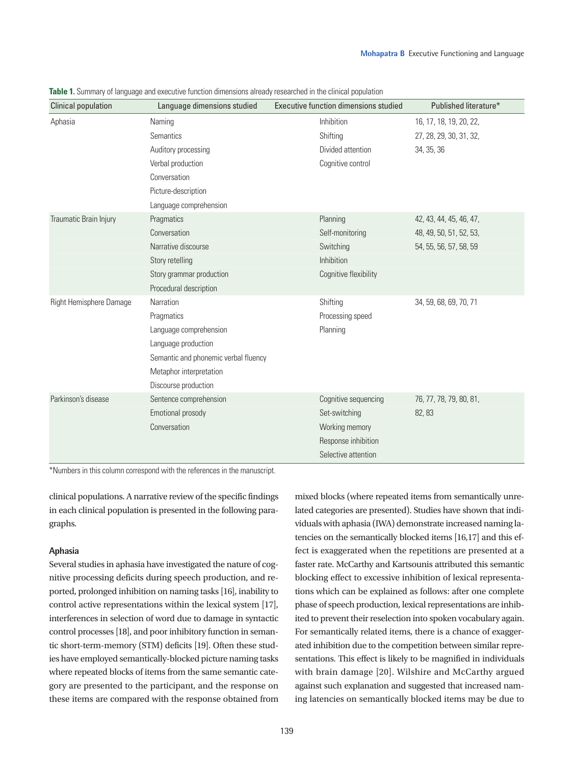**Table 1.** Summary of language and executive function dimensions already researched in the clinical population

| Clinical population | Language dimensions studied | Executive function dimensions studied | Published literature* |
|---|---|---|---|
| Aphasia | Naming<br>Semantics<br>Auditory processing<br>Verbal production<br>Conversation<br>Picture-description<br>Language comprehension | Inhibition<br>Shifting<br>Divided attention<br>Cognitive control | 16, 17, 18, 19, 20, 22, 27, 28, 29, 30, 31, 32, 34, 35, 36 |
| Traumatic Brain Injury | Pragmatics<br>Conversation<br>Narrative discourse<br>Story retelling<br>Story grammar production<br>Procedural description | Planning<br>Self-monitoring<br>Switching<br>Inhibition<br>Cognitive flexibility | 42, 43, 44, 45, 46, 47, 48, 49, 50, 51, 52, 53, 54, 55, 56, 57, 58, 59 |
| Right Hemisphere Damage | Narration<br>Pragmatics<br>Language comprehension<br>Language production<br>Semantic and phonemic verbal fluency<br>Metaphor interpretation<br>Discourse production | Shifting<br>Processing speed<br>Planning | 34, 59, 68, 69, 70, 71 |
| Parkinson's disease | Sentence comprehension<br>Emotional prosody<br>Conversation | Cognitive sequencing<br>Set-switching<br>Working memory<br>Response inhibition<br>Selective attention | 76, 77, 78, 79, 80, 81, 82, 83 |

*Numbers in this column correspond with the references in the manuscript.

clinical populations. A narrative review of the specific findings in each clinical population is presented in the following paragraphs.

### Aphasia

Several studies in aphasia have investigated the nature of cognitive processing deficits during speech production, and reported, prolonged inhibition on naming tasks [16], inability to control active representations within the lexical system [17], interferences in selection of word due to damage in syntactic control processes [18], and poor inhibitory function in semantic short-term-memory (STM) deficits [19]. Often these studies have employed semantically-blocked picture naming tasks where repeated blocks of items from the same semantic category are presented to the participant, and the response on these items are compared with the response obtained from mixed blocks (where repeated items from semantically unrelated categories are presented). Studies have shown that individuals with aphasia (IWA) demonstrate increased naming latencies on the semantically blocked items [16,17] and this effect is exaggerated when the repetitions are presented at a faster rate. McCarthy and Kartsounis attributed this semantic blocking effect to excessive inhibition of lexical representations which can be explained as follows: after one complete phase of speech production, lexical representations are inhibited to prevent their reselection into spoken vocabulary again. For semantically related items, there is a chance of exaggerated inhibition due to the competition between similar representations. This effect is likely to be magnified in individuals with brain damage [20]. Wilshire and McCarthy argued against such explanation and suggested that increased naming latencies on semantically blocked items may be due to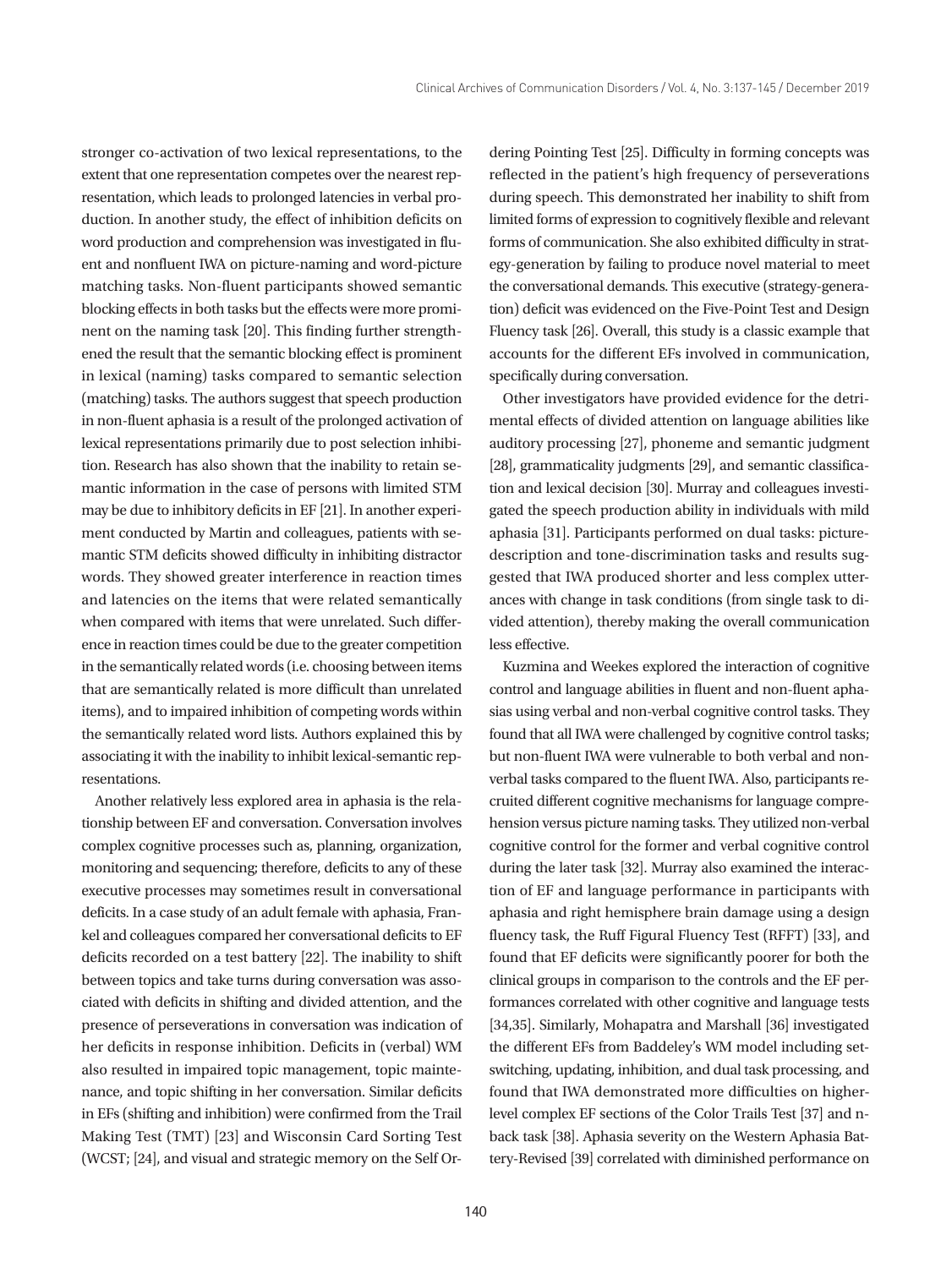stronger co-activation of two lexical representations, to the extent that one representation competes over the nearest representation, which leads to prolonged latencies in verbal production. In another study, the effect of inhibition deficits on word production and comprehension was investigated in fluent and nonfluent IWA on picture-naming and word-picture matching tasks. Non-fluent participants showed semantic blocking effects in both tasks but the effects were more prominent on the naming task [20]. This finding further strengthened the result that the semantic blocking effect is prominent in lexical (naming) tasks compared to semantic selection (matching) tasks. The authors suggest that speech production in non-fluent aphasia is a result of the prolonged activation of lexical representations primarily due to post selection inhibition. Research has also shown that the inability to retain semantic information in the case of persons with limited STM may be due to inhibitory deficits in EF [21]. In another experiment conducted by Martin and colleagues, patients with semantic STM deficits showed difficulty in inhibiting distractor words. They showed greater interference in reaction times and latencies on the items that were related semantically when compared with items that were unrelated. Such difference in reaction times could be due to the greater competition in the semantically related words (i.e. choosing between items that are semantically related is more difficult than unrelated items), and to impaired inhibition of competing words within the semantically related word lists. Authors explained this by associating it with the inability to inhibit lexical-semantic representations.

Another relatively less explored area in aphasia is the relationship between EF and conversation. Conversation involves complex cognitive processes such as, planning, organization, monitoring and sequencing; therefore, deficits to any of these executive processes may sometimes result in conversational deficits. In a case study of an adult female with aphasia, Frankel and colleagues compared her conversational deficits to EF deficits recorded on a test battery [22]. The inability to shift between topics and take turns during conversation was associated with deficits in shifting and divided attention, and the presence of perseverations in conversation was indication of her deficits in response inhibition. Deficits in (verbal) WM also resulted in impaired topic management, topic maintenance, and topic shifting in her conversation. Similar deficits in EFs (shifting and inhibition) were confirmed from the Trail Making Test (TMT) [23] and Wisconsin Card Sorting Test (WCST; [24], and visual and strategic memory on the Self Ordering Pointing Test [25]. Difficulty in forming concepts was reflected in the patient's high frequency of perseverations during speech. This demonstrated her inability to shift from limited forms of expression to cognitively flexible and relevant forms of communication. She also exhibited difficulty in strategy-generation by failing to produce novel material to meet the conversational demands. This executive (strategy-generation) deficit was evidenced on the Five-Point Test and Design Fluency task [26]. Overall, this study is a classic example that accounts for the different EFs involved in communication, specifically during conversation.

Other investigators have provided evidence for the detrimental effects of divided attention on language abilities like auditory processing [27], phoneme and semantic judgment [28], grammaticality judgments [29], and semantic classification and lexical decision [30]. Murray and colleagues investigated the speech production ability in individuals with mild aphasia [31]. Participants performed on dual tasks: picture-description and tone-discrimination tasks and results suggested that IWA produced shorter and less complex utterances with change in task conditions (from single task to divided attention), thereby making the overall communication less effective.

Kuzmina and Weekes explored the interaction of cognitive control and language abilities in fluent and non-fluent aphasias using verbal and non-verbal cognitive control tasks. They found that all IWA were challenged by cognitive control tasks; but non-fluent IWA were vulnerable to both verbal and non-verbal tasks compared to the fluent IWA. Also, participants recruited different cognitive mechanisms for language comprehension versus picture naming tasks. They utilized non-verbal cognitive control for the former and verbal cognitive control during the later task [32]. Murray also examined the interaction of EF and language performance in participants with aphasia and right hemisphere brain damage using a design fluency task, the Ruff Figural Fluency Test (RFFT) [33], and found that EF deficits were significantly poorer for both the clinical groups in comparison to the controls and the EF performances correlated with other cognitive and language tests [34,35]. Similarly, Mohapatra and Marshall [36] investigated the different EFs from Baddeley's WM model including set-switching, updating, inhibition, and dual task processing, and found that IWA demonstrated more difficulties on higher-level complex EF sections of the Color Trails Test [37] and n-back task [38]. Aphasia severity on the Western Aphasia Battery-Revised [39] correlated with diminished performance on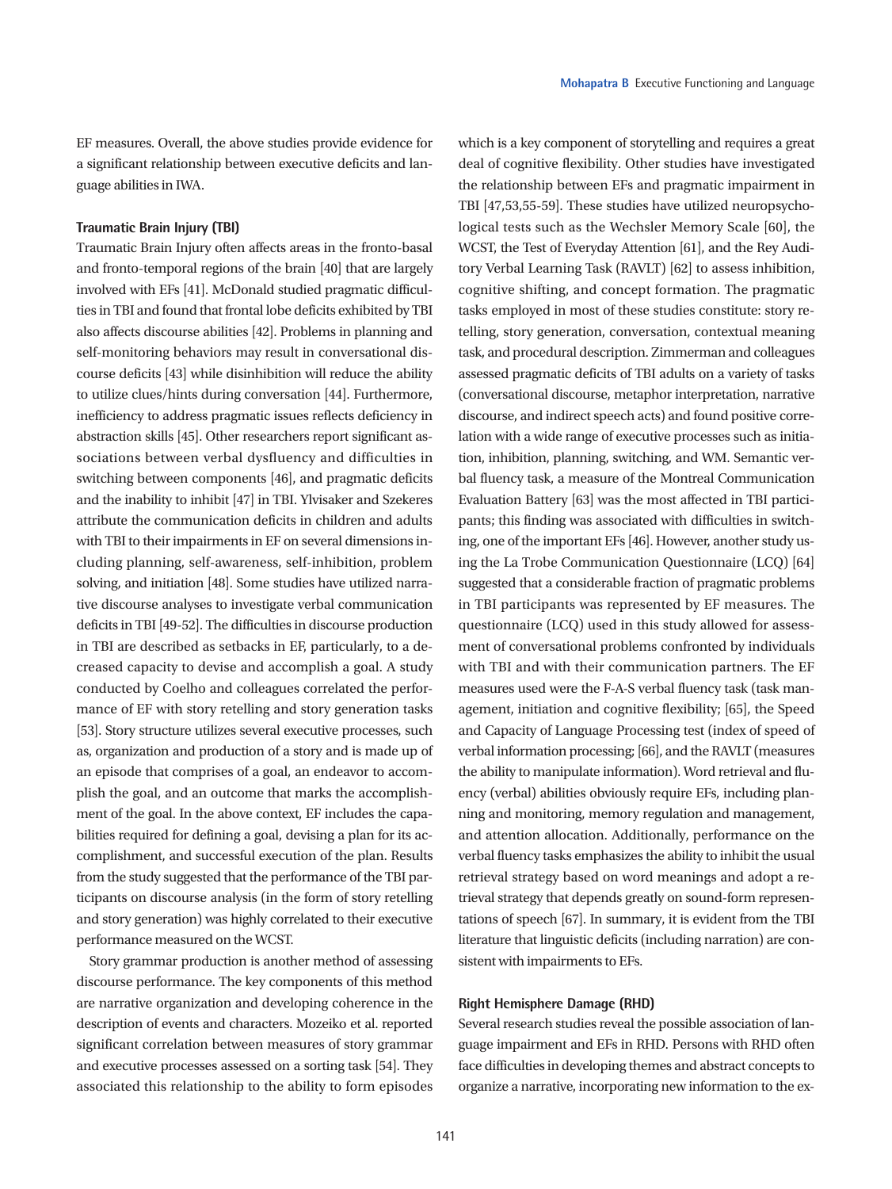EF measures. Overall, the above studies provide evidence for a significant relationship between executive deficits and language abilities in IWA.

### Traumatic Brain Injury (TBI)

Traumatic Brain Injury often affects areas in the fronto-basal and fronto-temporal regions of the brain [40] that are largely involved with EFs [41]. McDonald studied pragmatic difficulties in TBI and found that frontal lobe deficits exhibited by TBI also affects discourse abilities [42]. Problems in planning and self-monitoring behaviors may result in conversational discourse deficits [43] while disinhibition will reduce the ability to utilize clues/hints during conversation [44]. Furthermore, inefficiency to address pragmatic issues reflects deficiency in abstraction skills [45]. Other researchers report significant associations between verbal dysfluency and difficulties in switching between components [46], and pragmatic deficits and the inability to inhibit [47] in TBI. Ylvisaker and Szekeres attribute the communication deficits in children and adults with TBI to their impairments in EF on several dimensions including planning, self-awareness, self-inhibition, problem solving, and initiation [48]. Some studies have utilized narrative discourse analyses to investigate verbal communication deficits in TBI [49-52]. The difficulties in discourse production in TBI are described as setbacks in EF, particularly, to a decreased capacity to devise and accomplish a goal. A study conducted by Coelho and colleagues correlated the performance of EF with story retelling and story generation tasks [53]. Story structure utilizes several executive processes, such as, organization and production of a story and is made up of an episode that comprises of a goal, an endeavor to accomplish the goal, and an outcome that marks the accomplishment of the goal. In the above context, EF includes the capabilities required for defining a goal, devising a plan for its accomplishment, and successful execution of the plan. Results from the study suggested that the performance of the TBI participants on discourse analysis (in the form of story retelling and story generation) was highly correlated to their executive performance measured on the WCST.

Story grammar production is another method of assessing discourse performance. The key components of this method are narrative organization and developing coherence in the description of events and characters. Mozeiko et al. reported significant correlation between measures of story grammar and executive processes assessed on a sorting task [54]. They associated this relationship to the ability to form episodes which is a key component of storytelling and requires a great deal of cognitive flexibility. Other studies have investigated the relationship between EFs and pragmatic impairment in TBI [47,53,55-59]. These studies have utilized neuropsychological tests such as the Wechsler Memory Scale [60], the WCST, the Test of Everyday Attention [61], and the Rey Auditory Verbal Learning Task (RAVLT) [62] to assess inhibition, cognitive shifting, and concept formation. The pragmatic tasks employed in most of these studies constitute: story retelling, story generation, conversation, contextual meaning task, and procedural description. Zimmerman and colleagues assessed pragmatic deficits of TBI adults on a variety of tasks (conversational discourse, metaphor interpretation, narrative discourse, and indirect speech acts) and found positive correlation with a wide range of executive processes such as initiation, inhibition, planning, switching, and WM. Semantic verbal fluency task, a measure of the Montreal Communication Evaluation Battery [63] was the most affected in TBI participants; this finding was associated with difficulties in switching, one of the important EFs [46]. However, another study using the La Trobe Communication Questionnaire (LCQ) [64] suggested that a considerable fraction of pragmatic problems in TBI participants was represented by EF measures. The questionnaire (LCQ) used in this study allowed for assessment of conversational problems confronted by individuals with TBI and with their communication partners. The EF measures used were the F-A-S verbal fluency task (task management, initiation and cognitive flexibility; [65], the Speed and Capacity of Language Processing test (index of speed of verbal information processing; [66], and the RAVLT (measures the ability to manipulate information). Word retrieval and fluency (verbal) abilities obviously require EFs, including planning and monitoring, memory regulation and management, and attention allocation. Additionally, performance on the verbal fluency tasks emphasizes the ability to inhibit the usual retrieval strategy based on word meanings and adopt a retrieval strategy that depends greatly on sound-form representations of speech [67]. In summary, it is evident from the TBI literature that linguistic deficits (including narration) are consistent with impairments to EFs.

### Right Hemisphere Damage (RHD)

Several research studies reveal the possible association of language impairment and EFs in RHD. Persons with RHD often face difficulties in developing themes and abstract concepts to organize a narrative, incorporating new information to the ex-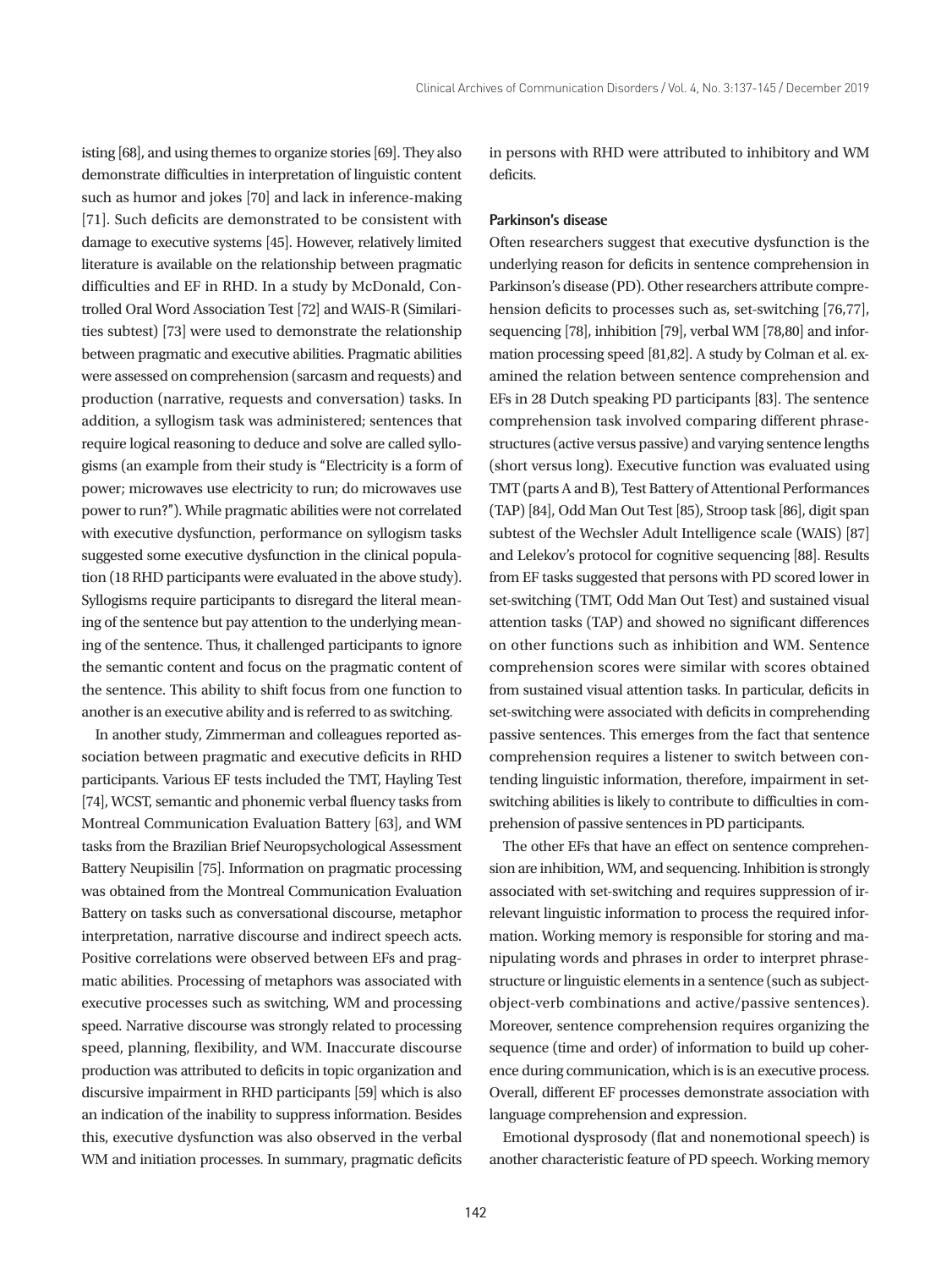isting [68], and using themes to organize stories [69]. They also demonstrate difficulties in interpretation of linguistic content such as humor and jokes [70] and lack in inference-making [71]. Such deficits are demonstrated to be consistent with damage to executive systems [45]. However, relatively limited literature is available on the relationship between pragmatic difficulties and EF in RHD. In a study by McDonald, Controlled Oral Word Association Test [72] and WAIS-R (Similarities subtest) [73] were used to demonstrate the relationship between pragmatic and executive abilities. Pragmatic abilities were assessed on comprehension (sarcasm and requests) and production (narrative, requests and conversation) tasks. In addition, a syllogism task was administered; sentences that require logical reasoning to deduce and solve are called syllogisms (an example from their study is "Electricity is a form of power; microwaves use electricity to run; do microwaves use power to run?"). While pragmatic abilities were not correlated with executive dysfunction, performance on syllogism tasks suggested some executive dysfunction in the clinical population (18 RHD participants were evaluated in the above study). Syllogisms require participants to disregard the literal meaning of the sentence but pay attention to the underlying meaning of the sentence. Thus, it challenged participants to ignore the semantic content and focus on the pragmatic content of the sentence. This ability to shift focus from one function to another is an executive ability and is referred to as switching.

In another study, Zimmerman and colleagues reported association between pragmatic and executive deficits in RHD participants. Various EF tests included the TMT, Hayling Test [74], WCST, semantic and phonemic verbal fluency tasks from Montreal Communication Evaluation Battery [63], and WM tasks from the Brazilian Brief Neuropsychological Assessment Battery Neupisilin [75]. Information on pragmatic processing was obtained from the Montreal Communication Evaluation Battery on tasks such as conversational discourse, metaphor interpretation, narrative discourse and indirect speech acts. Positive correlations were observed between EFs and pragmatic abilities. Processing of metaphors was associated with executive processes such as switching, WM and processing speed. Narrative discourse was strongly related to processing speed, planning, flexibility, and WM. Inaccurate discourse production was attributed to deficits in topic organization and discursive impairment in RHD participants [59] which is also an indication of the inability to suppress information. Besides this, executive dysfunction was also observed in the verbal WM and initiation processes. In summary, pragmatic deficits in persons with RHD were attributed to inhibitory and WM deficits.

### Parkinson's disease

Often researchers suggest that executive dysfunction is the underlying reason for deficits in sentence comprehension in Parkinson's disease (PD). Other researchers attribute comprehension deficits to processes such as, set-switching [76,77], sequencing [78], inhibition [79], verbal WM [78,80] and information processing speed [81,82]. A study by Colman et al. examined the relation between sentence comprehension and EFs in 28 Dutch speaking PD participants [83]. The sentence comprehension task involved comparing different phrase-structures (active versus passive) and varying sentence lengths (short versus long). Executive function was evaluated using TMT (parts A and B), Test Battery of Attentional Performances (TAP) [84], Odd Man Out Test [85], Stroop task [86], digit span subtest of the Wechsler Adult Intelligence scale (WAIS) [87] and Lelekov's protocol for cognitive sequencing [88]. Results from EF tasks suggested that persons with PD scored lower in set-switching (TMT, Odd Man Out Test) and sustained visual attention tasks (TAP) and showed no significant differences on other functions such as inhibition and WM. Sentence comprehension scores were similar with scores obtained from sustained visual attention tasks. In particular, deficits in set-switching were associated with deficits in comprehending passive sentences. This emerges from the fact that sentence comprehension requires a listener to switch between contending linguistic information, therefore, impairment in set-switching abilities is likely to contribute to difficulties in comprehension of passive sentences in PD participants.

The other EFs that have an effect on sentence comprehension are inhibition, WM, and sequencing. Inhibition is strongly associated with set-switching and requires suppression of irrelevant linguistic information to process the required information. Working memory is responsible for storing and manipulating words and phrases in order to interpret phrase-structure or linguistic elements in a sentence (such as subject-object-verb combinations and active/passive sentences). Moreover, sentence comprehension requires organizing the sequence (time and order) of information to build up coherence during communication, which is is an executive process. Overall, different EF processes demonstrate association with language comprehension and expression.

Emotional dysprosody (flat and nonemotional speech) is another characteristic feature of PD speech. Working memory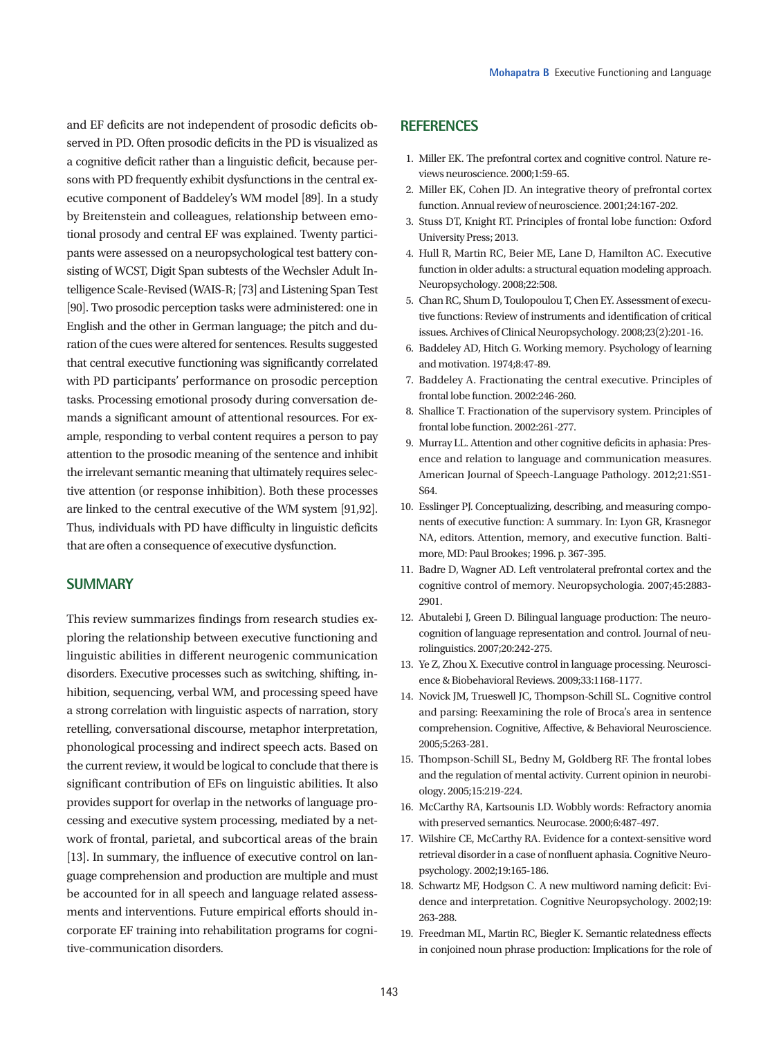and EF deficits are not independent of prosodic deficits observed in PD. Often prosodic deficits in the PD is visualized as a cognitive deficit rather than a linguistic deficit, because persons with PD frequently exhibit dysfunctions in the central executive component of Baddeley's WM model [89]. In a study by Breitenstein and colleagues, relationship between emotional prosody and central EF was explained. Twenty participants were assessed on a neuropsychological test battery consisting of WCST, Digit Span subtests of the Wechsler Adult Intelligence Scale-Revised (WAIS-R; [73] and Listening Span Test [90]. Two prosodic perception tasks were administered: one in English and the other in German language; the pitch and duration of the cues were altered for sentences. Results suggested that central executive functioning was significantly correlated with PD participants' performance on prosodic perception tasks. Processing emotional prosody during conversation demands a significant amount of attentional resources. For example, responding to verbal content requires a person to pay attention to the prosodic meaning of the sentence and inhibit the irrelevant semantic meaning that ultimately requires selective attention (or response inhibition). Both these processes are linked to the central executive of the WM system [91,92]. Thus, individuals with PD have difficulty in linguistic deficits that are often a consequence of executive dysfunction.

## SUMMARY

This review summarizes findings from research studies exploring the relationship between executive functioning and linguistic abilities in different neurogenic communication disorders. Executive processes such as switching, shifting, inhibition, sequencing, verbal WM, and processing speed have a strong correlation with linguistic aspects of narration, story retelling, conversational discourse, metaphor interpretation, phonological processing and indirect speech acts. Based on the current review, it would be logical to conclude that there is significant contribution of EFs on linguistic abilities. It also provides support for overlap in the networks of language processing and executive system processing, mediated by a network of frontal, parietal, and subcortical areas of the brain [13]. In summary, the influence of executive control on language comprehension and production are multiple and must be accounted for in all speech and language related assessments and interventions. Future empirical efforts should incorporate EF training into rehabilitation programs for cognitive-communication disorders.

## REFERENCES

1. Miller EK. The prefontral cortex and cognitive control. Nature reviews neuroscience. 2000;1:59-65.
2. Miller EK, Cohen JD. An integrative theory of prefrontal cortex function. Annual review of neuroscience. 2001;24:167-202.
3. Stuss DT, Knight RT. Principles of frontal lobe function: Oxford University Press; 2013.
4. Hull R, Martin RC, Beier ME, Lane D, Hamilton AC. Executive function in older adults: a structural equation modeling approach. Neuropsychology. 2008;22:508.
5. Chan RC, Shum D, Toulopoulou T, Chen EY. Assessment of executive functions: Review of instruments and identification of critical issues. Archives of Clinical Neuropsychology. 2008;23(2):201-16.
6. Baddeley AD, Hitch G. Working memory. Psychology of learning and motivation. 1974;8:47-89.
7. Baddeley A. Fractionating the central executive. Principles of frontal lobe function. 2002:246-260.
8. Shallice T. Fractionation of the supervisory system. Principles of frontal lobe function. 2002:261-277.
9. Murray LL. Attention and other cognitive deficits in aphasia: Presence and relation to language and communication measures. American Journal of Speech-Language Pathology. 2012;21:S51-S64.
10. Esslinger PJ. Conceptualizing, describing, and measuring components of executive function: A summary. In: Lyon GR, Krasnegor NA, editors. Attention, memory, and executive function. Baltimore, MD: Paul Brookes; 1996. p. 367-395.
11. Badre D, Wagner AD. Left ventrolateral prefrontal cortex and the cognitive control of memory. Neuropsychologia. 2007;45:2883-2901.
12. Abutalebi J, Green D. Bilingual language production: The neurocognition of language representation and control. Journal of neurolinguistics. 2007;20:242-275.
13. Ye Z, Zhou X. Executive control in language processing. Neuroscience & Biobehavioral Reviews. 2009;33:1168-1177.
14. Novick JM, Trueswell JC, Thompson-Schill SL. Cognitive control and parsing: Reexamining the role of Broca's area in sentence comprehension. Cognitive, Affective, & Behavioral Neuroscience. 2005;5:263-281.
15. Thompson-Schill SL, Bedny M, Goldberg RF. The frontal lobes and the regulation of mental activity. Current opinion in neurobiology. 2005;15:219-224.
16. McCarthy RA, Kartsounis LD. Wobbly words: Refractory anomia with preserved semantics. Neurocase. 2000;6:487-497.
17. Wilshire CE, McCarthy RA. Evidence for a context-sensitive word retrieval disorder in a case of nonfluent aphasia. Cognitive Neuropsychology. 2002;19:165-186.
18. Schwartz MF, Hodgson C. A new multiword naming deficit: Evidence and interpretation. Cognitive Neuropsychology. 2002;19: 263-288.
19. Freedman ML, Martin RC, Biegler K. Semantic relatedness effects in conjoined noun phrase production: Implications for the role of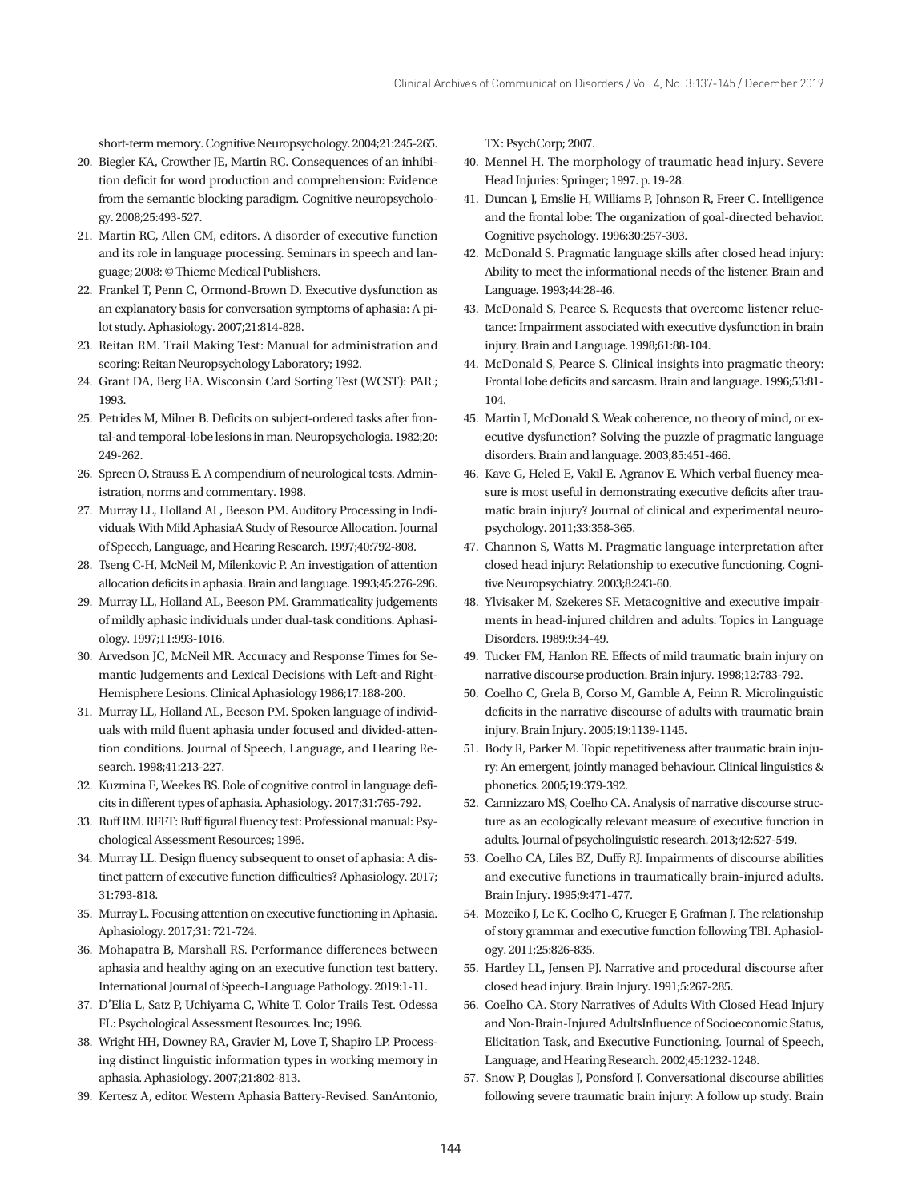short-term memory. Cognitive Neuropsychology. 2004;21:245-265.

20. Biegler KA, Crowther JE, Martin RC. Consequences of an inhibition deficit for word production and comprehension: Evidence from the semantic blocking paradigm. Cognitive neuropsychology. 2008;25:493-527.
21. Martin RC, Allen CM, editors. A disorder of executive function and its role in language processing. Seminars in speech and language; 2008: © Thieme Medical Publishers.
22. Frankel T, Penn C, Ormond-Brown D. Executive dysfunction as an explanatory basis for conversation symptoms of aphasia: A pilot study. Aphasiology. 2007;21:814-828.
23. Reitan RM. Trail Making Test: Manual for administration and scoring: Reitan Neuropsychology Laboratory; 1992.
24. Grant DA, Berg EA. Wisconsin Card Sorting Test (WCST): PAR.; 1993.
25. Petrides M, Milner B. Deficits on subject-ordered tasks after frontal-and temporal-lobe lesions in man. Neuropsychologia. 1982;20: 249-262.
26. Spreen O, Strauss E. A compendium of neurological tests. Administration, norms and commentary. 1998.
27. Murray LL, Holland AL, Beeson PM. Auditory Processing in Individuals With Mild AphasiaA Study of Resource Allocation. Journal of Speech, Language, and Hearing Research. 1997;40:792-808.
28. Tseng C-H, McNeil M, Milenkovic P. An investigation of attention allocation deficits in aphasia. Brain and language. 1993;45:276-296.
29. Murray LL, Holland AL, Beeson PM. Grammaticality judgements of mildly aphasic individuals under dual-task conditions. Aphasiology. 1997;11:993-1016.
30. Arvedson JC, McNeil MR. Accuracy and Response Times for Semantic Judgements and Lexical Decisions with Left-and Right-Hemisphere Lesions. Clinical Aphasiology 1986;17:188-200.
31. Murray LL, Holland AL, Beeson PM. Spoken language of individuals with mild fluent aphasia under focused and divided-attention conditions. Journal of Speech, Language, and Hearing Research. 1998;41:213-227.
32. Kuzmina E, Weekes BS. Role of cognitive control in language deficits in different types of aphasia. Aphasiology. 2017;31:765-792.
33. Ruff RM. RFFT: Ruff figural fluency test: Professional manual: Psychological Assessment Resources; 1996.
34. Murray LL. Design fluency subsequent to onset of aphasia: A distinct pattern of executive function difficulties? Aphasiology. 2017; 31:793-818.
35. Murray L. Focusing attention on executive functioning in Aphasia. Aphasiology. 2017;31: 721-724.
36. Mohapatra B, Marshall RS. Performance differences between aphasia and healthy aging on an executive function test battery. International Journal of Speech-Language Pathology. 2019:1-11.
37. D'Elia L, Satz P, Uchiyama C, White T. Color Trails Test. Odessa FL: Psychological Assessment Resources. Inc; 1996.
38. Wright HH, Downey RA, Gravier M, Love T, Shapiro LP. Processing distinct linguistic information types in working memory in aphasia. Aphasiology. 2007;21:802-813.
39. Kertesz A, editor. Western Aphasia Battery-Revised. SanAntonio, TX: PsychCorp; 2007.
40. Mennel H. The morphology of traumatic head injury. Severe Head Injuries: Springer; 1997. p. 19-28.
41. Duncan J, Emslie H, Williams P, Johnson R, Freer C. Intelligence and the frontal lobe: The organization of goal-directed behavior. Cognitive psychology. 1996;30:257-303.
42. McDonald S. Pragmatic language skills after closed head injury: Ability to meet the informational needs of the listener. Brain and Language. 1993;44:28-46.
43. McDonald S, Pearce S. Requests that overcome listener reluctance: Impairment associated with executive dysfunction in brain injury. Brain and Language. 1998;61:88-104.
44. McDonald S, Pearce S. Clinical insights into pragmatic theory: Frontal lobe deficits and sarcasm. Brain and language. 1996;53:81-104.
45. Martin I, McDonald S. Weak coherence, no theory of mind, or executive dysfunction? Solving the puzzle of pragmatic language disorders. Brain and language. 2003;85:451-466.
46. Kave G, Heled E, Vakil E, Agranov E. Which verbal fluency measure is most useful in demonstrating executive deficits after traumatic brain injury? Journal of clinical and experimental neuropsychology. 2011;33:358-365.
47. Channon S, Watts M. Pragmatic language interpretation after closed head injury: Relationship to executive functioning. Cognitive Neuropsychiatry. 2003;8:243-60.
48. Ylvisaker M, Szekeres SF. Metacognitive and executive impairments in head-injured children and adults. Topics in Language Disorders. 1989;9:34-49.
49. Tucker FM, Hanlon RE. Effects of mild traumatic brain injury on narrative discourse production. Brain injury. 1998;12:783-792.
50. Coelho C, Grela B, Corso M, Gamble A, Feinn R. Microlinguistic deficits in the narrative discourse of adults with traumatic brain injury. Brain Injury. 2005;19:1139-1145.
51. Body R, Parker M. Topic repetitiveness after traumatic brain injury: An emergent, jointly managed behaviour. Clinical linguistics & phonetics. 2005;19:379-392.
52. Cannizzaro MS, Coelho CA. Analysis of narrative discourse structure as an ecologically relevant measure of executive function in adults. Journal of psycholinguistic research. 2013;42:527-549.
53. Coelho CA, Liles BZ, Duffy RJ. Impairments of discourse abilities and executive functions in traumatically brain-injured adults. Brain Injury. 1995;9:471-477.
54. Mozeiko J, Le K, Coelho C, Krueger F, Grafman J. The relationship of story grammar and executive function following TBI. Aphasiology. 2011;25:826-835.
55. Hartley LL, Jensen PJ. Narrative and procedural discourse after closed head injury. Brain Injury. 1991;5:267-285.
56. Coelho CA. Story Narratives of Adults With Closed Head Injury and Non-Brain-Injured AdultsInfluence of Socioeconomic Status, Elicitation Task, and Executive Functioning. Journal of Speech, Language, and Hearing Research. 2002;45:1232-1248.
57. Snow P, Douglas J, Ponsford J. Conversational discourse abilities following severe traumatic brain injury: A follow up study. Brain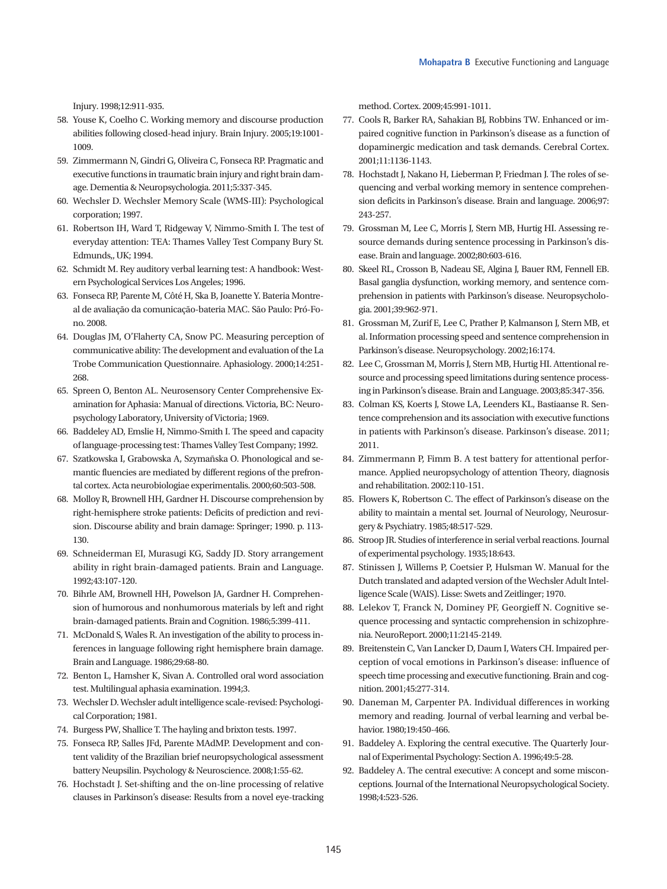Injury. 1998;12:911-935.

58. Youse K, Coelho C. Working memory and discourse production abilities following closed-head injury. Brain Injury. 2005;19:1001-1009.
59. Zimmermann N, Gindri G, Oliveira C, Fonseca RP. Pragmatic and executive functions in traumatic brain injury and right brain damage. Dementia & Neuropsychologia. 2011;5:337-345.
60. Wechsler D. Wechsler Memory Scale (WMS-III): Psychological corporation; 1997.
61. Robertson IH, Ward T, Ridgeway V, Nimmo-Smith I. The test of everyday attention: TEA: Thames Valley Test Company Bury St. Edmunds,, UK; 1994.
62. Schmidt M. Rey auditory verbal learning test: A handbook: Western Psychological Services Los Angeles; 1996.
63. Fonseca RP, Parente M, Côté H, Ska B, Joanette Y. Bateria Montreal de avaliação da comunicação-bateria MAC. São Paulo: Pró-Fono. 2008.
64. Douglas JM, O'Flaherty CA, Snow PC. Measuring perception of communicative ability: The development and evaluation of the La Trobe Communication Questionnaire. Aphasiology. 2000;14:251-268.
65. Spreen O, Benton AL. Neurosensory Center Comprehensive Examination for Aphasia: Manual of directions. Victoria, BC: Neuropsychology Laboratory, University of Victoria; 1969.
66. Baddeley AD, Emslie H, Nimmo-Smith I. The speed and capacity of language-processing test: Thames Valley Test Company; 1992.
67. Szatkowska I, Grabowska A, Szymañska O. Phonological and semantic fluencies are mediated by different regions of the prefrontal cortex. Acta neurobiologiae experimentalis. 2000;60:503-508.
68. Molloy R, Brownell HH, Gardner H. Discourse comprehension by right-hemisphere stroke patients: Deficits of prediction and revision. Discourse ability and brain damage: Springer; 1990. p. 113-130.
69. Schneiderman EI, Murasugi KG, Saddy JD. Story arrangement ability in right brain-damaged patients. Brain and Language. 1992;43:107-120.
70. Bihrle AM, Brownell HH, Powelson JA, Gardner H. Comprehension of humorous and nonhumorous materials by left and right brain-damaged patients. Brain and Cognition. 1986;5:399-411.
71. McDonald S, Wales R. An investigation of the ability to process inferences in language following right hemisphere brain damage. Brain and Language. 1986;29:68-80.
72. Benton L, Hamsher K, Sivan A. Controlled oral word association test. Multilingual aphasia examination. 1994;3.
73. Wechsler D. Wechsler adult intelligence scale-revised: Psychological Corporation; 1981.
74. Burgess PW, Shallice T. The hayling and brixton tests. 1997.
75. Fonseca RP, Salles JFd, Parente MAdMP. Development and content validity of the Brazilian brief neuropsychological assessment battery Neupsilin. Psychology & Neuroscience. 2008;1:55-62.
76. Hochstadt J. Set-shifting and the on-line processing of relative clauses in Parkinson's disease: Results from a novel eye-tracking method. Cortex. 2009;45:991-1011.
77. Cools R, Barker RA, Sahakian BJ, Robbins TW. Enhanced or impaired cognitive function in Parkinson's disease as a function of dopaminergic medication and task demands. Cerebral Cortex. 2001;11:1136-1143.
78. Hochstadt J, Nakano H, Lieberman P, Friedman J. The roles of sequencing and verbal working memory in sentence comprehension deficits in Parkinson's disease. Brain and language. 2006;97:243-257.
79. Grossman M, Lee C, Morris J, Stern MB, Hurtig HI. Assessing resource demands during sentence processing in Parkinson's disease. Brain and language. 2002;80:603-616.
80. Skeel RL, Crosson B, Nadeau SE, Algina J, Bauer RM, Fennell EB. Basal ganglia dysfunction, working memory, and sentence comprehension in patients with Parkinson's disease. Neuropsychologia. 2001;39:962-971.
81. Grossman M, Zurif E, Lee C, Prather P, Kalmanson J, Stern MB, et al. Information processing speed and sentence comprehension in Parkinson's disease. Neuropsychology. 2002;16:174.
82. Lee C, Grossman M, Morris J, Stern MB, Hurtig HI. Attentional resource and processing speed limitations during sentence processing in Parkinson's disease. Brain and Language. 2003;85:347-356.
83. Colman KS, Koerts J, Stowe LA, Leenders KL, Bastiaanse R. Sentence comprehension and its association with executive functions in patients with Parkinson's disease. Parkinson's disease. 2011;2011.
84. Zimmermann P, Fimm B. A test battery for attentional performance. Applied neuropsychology of attention Theory, diagnosis and rehabilitation. 2002:110-151.
85. Flowers K, Robertson C. The effect of Parkinson's disease on the ability to maintain a mental set. Journal of Neurology, Neurosurgery & Psychiatry. 1985;48:517-529.
86. Stroop JR. Studies of interference in serial verbal reactions. Journal of experimental psychology. 1935;18:643.
87. Stinissen J, Willems P, Coetsier P, Hulsman W. Manual for the Dutch translated and adapted version of the Wechsler Adult Intelligence Scale (WAIS). Lisse: Swets and Zeitlinger; 1970.
88. Lelekov T, Franck N, Dominey PF, Georgieff N. Cognitive sequence processing and syntactic comprehension in schizophrenia. NeuroReport. 2000;11:2145-2149.
89. Breitenstein C, Van Lancker D, Daum I, Waters CH. Impaired perception of vocal emotions in Parkinson's disease: influence of speech time processing and executive functioning. Brain and cognition. 2001;45:277-314.
90. Daneman M, Carpenter PA. Individual differences in working memory and reading. Journal of verbal learning and verbal behavior. 1980;19:450-466.
91. Baddeley A. Exploring the central executive. The Quarterly Journal of Experimental Psychology: Section A. 1996;49:5-28.
92. Baddeley A. The central executive: A concept and some misconceptions. Journal of the International Neuropsychological Society. 1998;4:523-526.